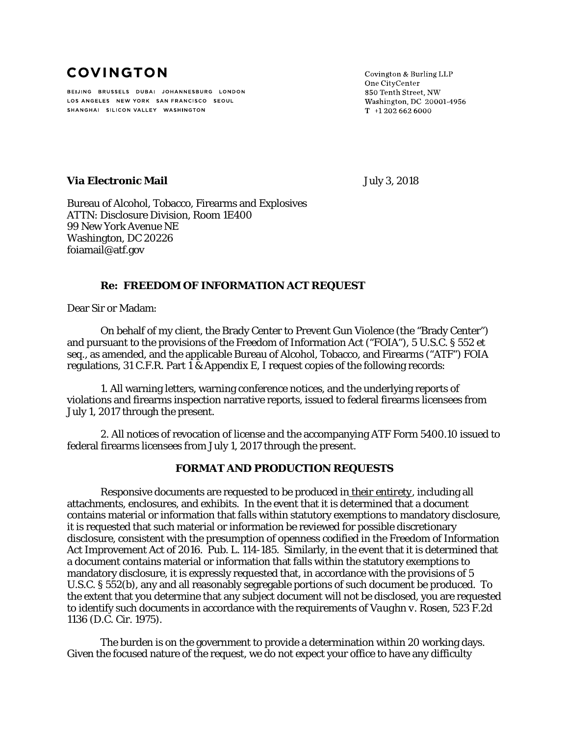**COVINGTON**

BEIJING BRUSSELS DUBAI JOHANNESBURG LONDON
LOS ANGELES NEW YORK SAN FRANCISCO SEOUL
SHANGHAI SILICON VALLEY WASHINGTON

Covington & Burling LLP
One CityCenter
850 Tenth Street, NW
Washington, DC 20001-4956
T +1 202 662 6000

**Via Electronic Mail**

July 3, 2018

Bureau of Alcohol, Tobacco, Firearms and Explosives
ATTN: Disclosure Division, Room 1E400
99 New York Avenue NE
Washington, DC 20226
foiamail@atf.gov

**Re: FREEDOM OF INFORMATION ACT REQUEST**

Dear Sir or Madam:

On behalf of my client, the Brady Center to Prevent Gun Violence (the "Brady Center") and pursuant to the provisions of the Freedom of Information Act ("FOIA"), 5 U.S.C. § 552 et seq., as amended, and the applicable Bureau of Alcohol, Tobacco, and Firearms ("ATF") FOIA regulations, 31 C.F.R. Part 1 & Appendix E, I request copies of the following records:

1. All warning letters, warning conference notices, and the underlying reports of violations and firearms inspection narrative reports, issued to federal firearms licensees from July 1, 2017 through the present.

2. All notices of revocation of license and the accompanying ATF Form 5400.10 issued to federal firearms licensees from July 1, 2017 through the present.

**FORMAT AND PRODUCTION REQUESTS**

Responsive documents are requested to be produced in *their entirety*, including all attachments, enclosures, and exhibits. In the event that it is determined that a document contains material or information that falls within statutory exemptions to mandatory disclosure, it is requested that such material or information be reviewed for possible discretionary disclosure, consistent with the presumption of openness codified in the Freedom of Information Act Improvement Act of 2016. Pub. L. 114-185. Similarly, in the event that it is determined that a document contains material or information that falls within the statutory exemptions to mandatory disclosure, it is expressly requested that, in accordance with the provisions of 5 U.S.C. § 552(b), any and all reasonably segregable portions of such document be produced. To the extent that you determine that any subject document will not be disclosed, you are requested to identify such documents in accordance with the requirements of *Vaughn v. Rosen*, 523 F.2d 1136 (D.C. Cir. 1975).

The burden is on the government to provide a determination within 20 working days. Given the focused nature of the request, we do not expect your office to have any difficulty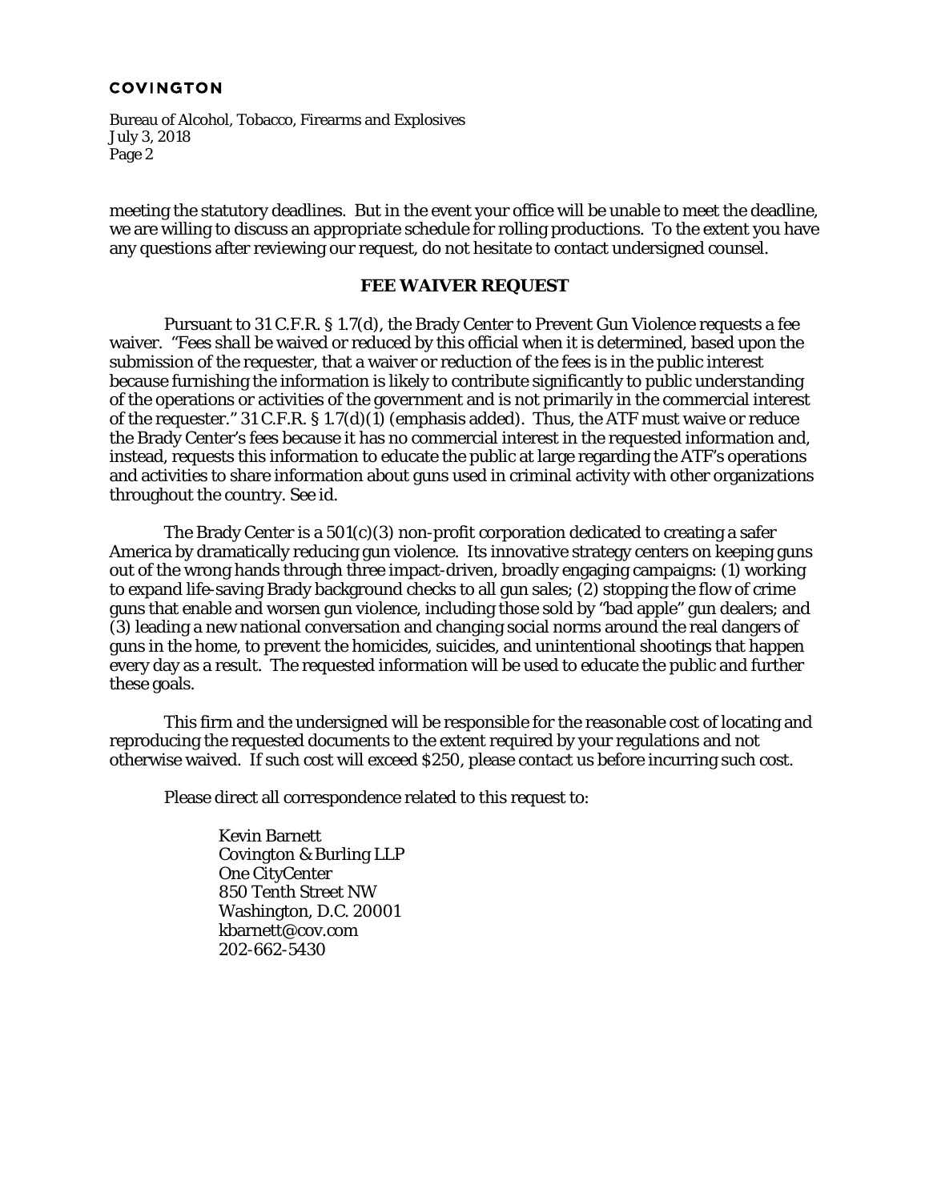meeting the statutory deadlines. But in the event your office will be unable to meet the deadline, we are willing to discuss an appropriate schedule for rolling productions. To the extent you have any questions after reviewing our request, do not hesitate to contact undersigned counsel.

**FEE WAIVER REQUEST**

Pursuant to 31 C.F.R. § 1.7(d), the Brady Center to Prevent Gun Violence requests a fee waiver. "Fees *shall* be waived or reduced by this official when it is determined, based upon the submission of the requester, that a waiver or reduction of the fees is in the public interest because furnishing the information is likely to contribute significantly to public understanding of the operations or activities of the government and is not primarily in the commercial interest of the requester." 31 C.F.R. § 1.7(d)(1) (emphasis added). Thus, the ATF must waive or reduce the Brady Center's fees because it has no commercial interest in the requested information and, instead, requests this information to educate the public at large regarding the ATF's operations and activities to share information about guns used in criminal activity with other organizations throughout the country. *See id.*

The Brady Center is a 501(c)(3) non-profit corporation dedicated to creating a safer America by dramatically reducing gun violence. Its innovative strategy centers on keeping guns out of the wrong hands through three impact-driven, broadly engaging campaigns: (1) working to expand life-saving Brady background checks to all gun sales; (2) stopping the flow of crime guns that enable and worsen gun violence, including those sold by "bad apple" gun dealers; and (3) leading a new national conversation and changing social norms around the real dangers of guns in the home, to prevent the homicides, suicides, and unintentional shootings that happen every day as a result. The requested information will be used to educate the public and further these goals.

This firm and the undersigned will be responsible for the reasonable cost of locating and reproducing the requested documents to the extent required by your regulations and not otherwise waived. If such cost will exceed $250, please contact us before incurring such cost.

Please direct all correspondence related to this request to:

Kevin Barnett
Covington & Burling LLP
One CityCenter
850 Tenth Street NW
Washington, D.C. 20001
kbarnett@cov.com
202-662-5430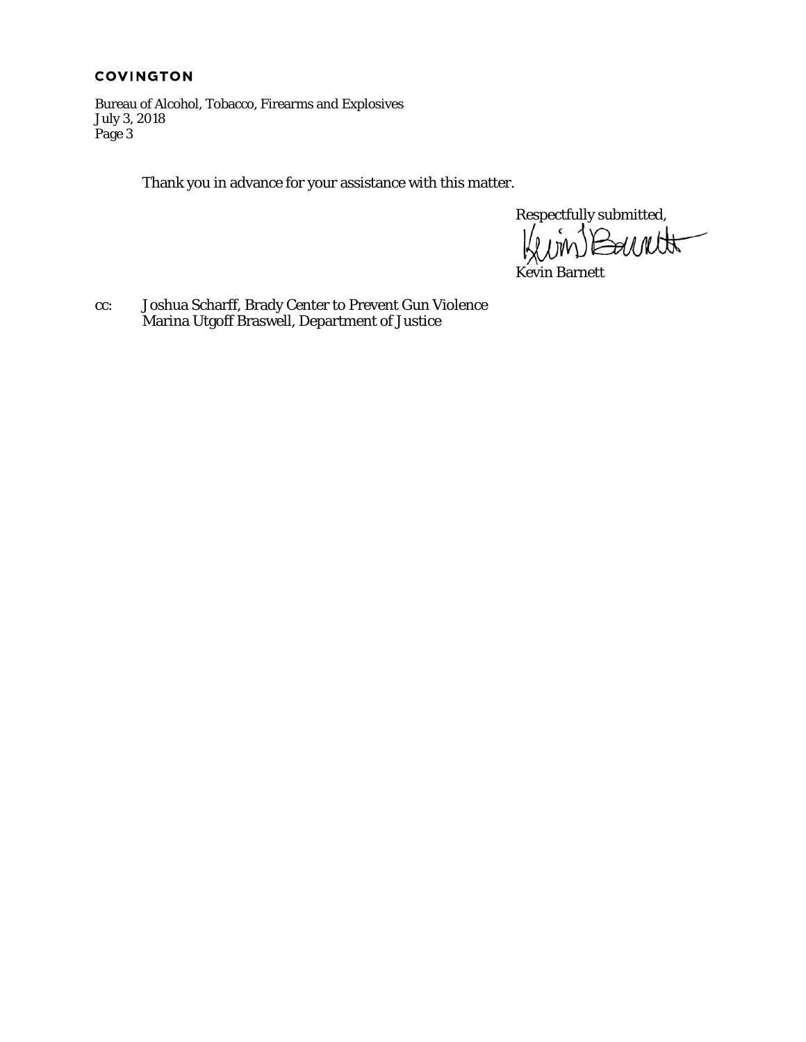Thank you in advance for your assistance with this matter.

Respectfully submitted,

Kevin Barnett

cc: Joshua Scharff, Brady Center to Prevent Gun Violence
Marina Utgoff Braswell, Department of Justice